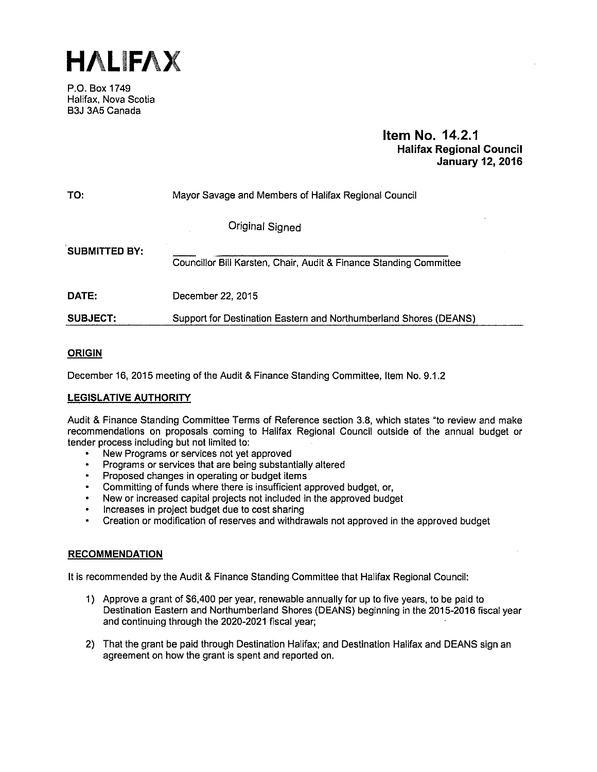# HALIFAX

P.O. Box 1749
Halifax, Nova Scotia
B3J 3A5 Canada

**Item No. 14.2.1**
**Halifax Regional Council**
**January 12, 2016**

**TO:** Mayor Savage and Members of Halifax Regional Council

Original Signed

**SUBMITTED BY:** Councillor Bill Karsten, Chair, Audit & Finance Standing Committee

**DATE:** December 22, 2015

**SUBJECT:** Support for Destination Eastern and Northumberland Shores (DEANS)

## ORIGIN

December 16, 2015 meeting of the Audit & Finance Standing Committee, Item No. 9.1.2

## LEGISLATIVE AUTHORITY

Audit & Finance Standing Committee Terms of Reference section 3.8, which states "to review and make recommendations on proposals coming to Halifax Regional Council outside of the annual budget or tender process including but not limited to:

- New Programs or services not yet approved
- Programs or services that are being substantially altered
- Proposed changes in operating or budget items
- Committing of funds where there is insufficient approved budget, or,
- New or increased capital projects not included in the approved budget
- Increases in project budget due to cost sharing
- Creation or modification of reserves and withdrawals not approved in the approved budget

## RECOMMENDATION

It is recommended by the Audit & Finance Standing Committee that Halifax Regional Council:

1) Approve a grant of $6,400 per year, renewable annually for up to five years, to be paid to Destination Eastern and Northumberland Shores (DEANS) beginning in the 2015-2016 fiscal year and continuing through the 2020-2021 fiscal year;

2) That the grant be paid through Destination Halifax; and Destination Halifax and DEANS sign an agreement on how the grant is spent and reported on.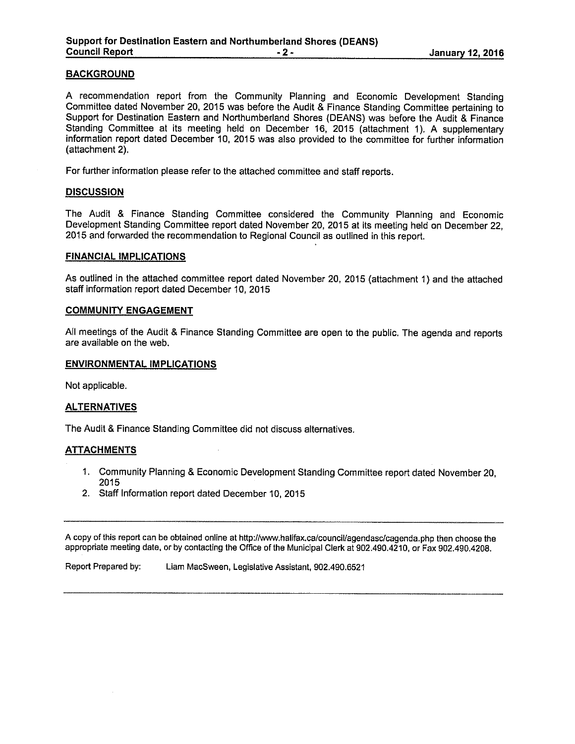## BACKGROUND

A recommendation report from the Community Planning and Economic Development Standing Committee dated November 20, 2015 was before the Audit & Finance Standing Committee pertaining to Support for Destination Eastern and Northumberland Shores (DEANS) was before the Audit & Finance Standing Committee at its meeting held on December 16, 2015 (attachment 1). A supplementary information report dated December 10, 2015 was also provided to the committee for further information (attachment 2).

For further information please refer to the attached committee and staff reports.

## DISCUSSION

The Audit & Finance Standing Committee considered the Community Planning and Economic Development Standing Committee report dated November 20, 2015 at its meeting held on December 22, 2015 and forwarded the recommendation to Regional Council as outlined in this report.

## FINANCIAL IMPLICATIONS

As outlined in the attached committee report dated November 20, 2015 (attachment 1) and the attached staff information report dated December 10, 2015

## COMMUNITY ENGAGEMENT

All meetings of the Audit & Finance Standing Committee are open to the public. The agenda and reports are available on the web.

## ENVIRONMENTAL IMPLICATIONS

Not applicable.

## ALTERNATIVES

The Audit & Finance Standing Committee did not discuss alternatives.

## ATTACHMENTS

1. Community Planning & Economic Development Standing Committee report dated November 20, 2015
2. Staff Information report dated December 10, 2015

---

A copy of this report can be obtained online at http://www.halifax.ca/council/agendasc/cagenda.php then choose the appropriate meeting date, or by contacting the Office of the Municipal Clerk at 902.490.4210, or Fax 902.490.4208.

Report Prepared by: Liam MacSween, Legislative Assistant, 902.490.6521

---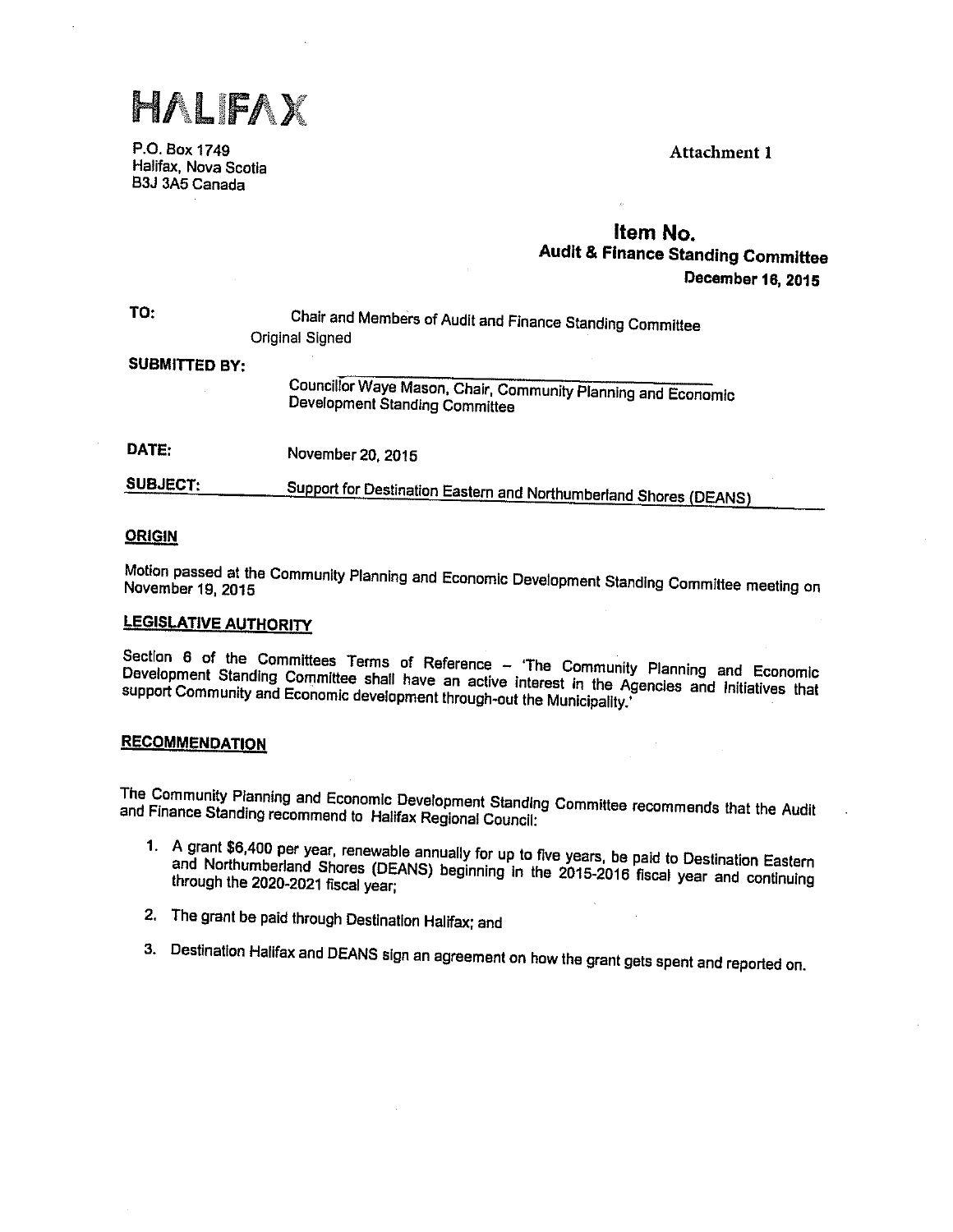HALIFAX

P.O. Box 1749
Halifax, Nova Scotia
B3J 3A5 Canada

Attachment 1

**Item No.**
**Audit & Finance Standing Committee**
**December 16, 2015**

**TO:** Chair and Members of Audit and Finance Standing Committee

Original Signed

**SUBMITTED BY:**

Councillor Waye Mason, Chair, Community Planning and Economic Development Standing Committee

**DATE:** November 20, 2015

**SUBJECT:** Support for Destination Eastern and Northumberland Shores (DEANS)

## ORIGIN

Motion passed at the Community Planning and Economic Development Standing Committee meeting on November 19, 2015

## LEGISLATIVE AUTHORITY

Section 6 of the Committees Terms of Reference – 'The Community Planning and Economic Development Standing Committee shall have an active interest in the Agencies and Initiatives that support Community and Economic development through-out the Municipality.'

## RECOMMENDATION

The Community Planning and Economic Development Standing Committee recommends that the Audit and Finance Standing recommend to Halifax Regional Council:

1. A grant $6,400 per year, renewable annually for up to five years, be paid to Destination Eastern and Northumberland Shores (DEANS) beginning in the 2015-2016 fiscal year and continuing through the 2020-2021 fiscal year;
2. The grant be paid through Destination Halifax; and
3. Destination Halifax and DEANS sign an agreement on how the grant gets spent and reported on.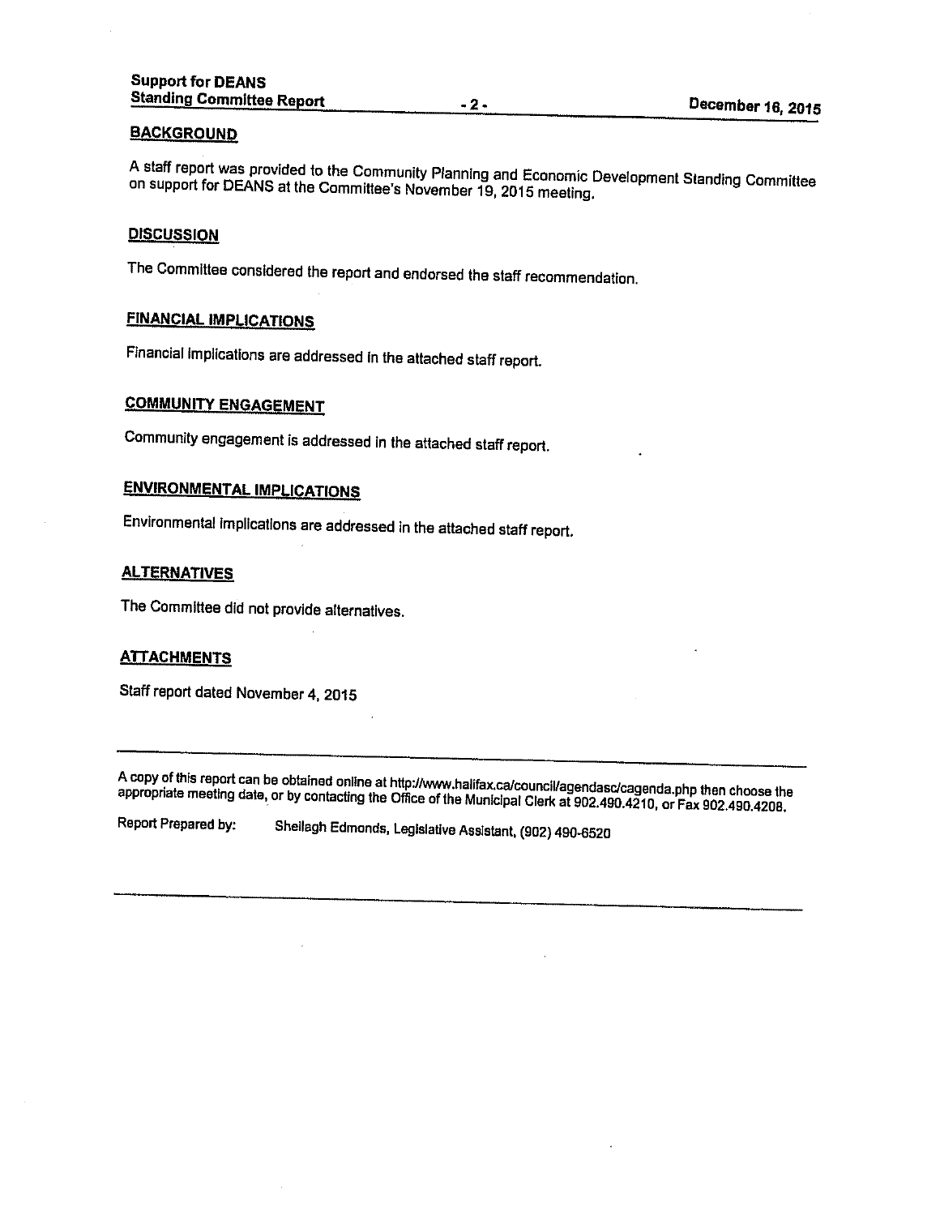## BACKGROUND

A staff report was provided to the Community Planning and Economic Development Standing Committee on support for DEANS at the Committee's November 19, 2015 meeting.

## DISCUSSION

The Committee considered the report and endorsed the staff recommendation.

## FINANCIAL IMPLICATIONS

Financial implications are addressed in the attached staff report.

## COMMUNITY ENGAGEMENT

Community engagement is addressed in the attached staff report.

## ENVIRONMENTAL IMPLICATIONS

Environmental implications are addressed in the attached staff report.

## ALTERNATIVES

The Committee did not provide alternatives.

## ATTACHMENTS

Staff report dated November 4, 2015

---

A copy of this report can be obtained online at http://www.halifax.ca/council/agendasc/cagenda.php then choose the appropriate meeting date, or by contacting the Office of the Municipal Clerk at 902.490.4210, or Fax 902.490.4208.

Report Prepared by: Sheilagh Edmonds, Legislative Assistant, (902) 490-6520

---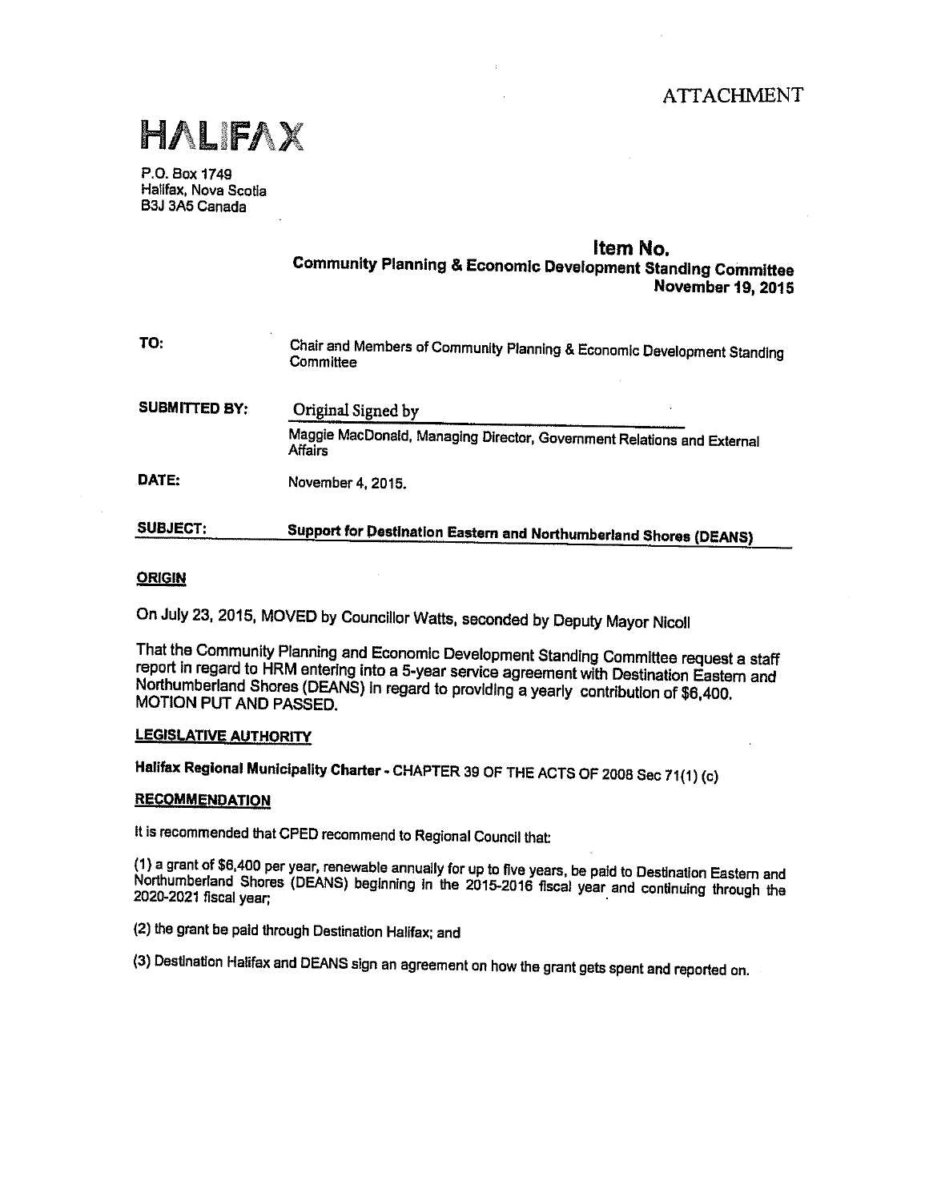ATTACHMENT

# HALIFAX

P.O. Box 1749
Halifax, Nova Scotia
B3J 3A5 Canada

**Item No.**
**Community Planning & Economic Development Standing Committee**
**November 19, 2015**

**TO:** Chair and Members of Community Planning & Economic Development Standing Committee

**SUBMITTED BY:** Original Signed by

Maggie MacDonald, Managing Director, Government Relations and External Affairs

**DATE:** November 4, 2015.

**SUBJECT:** **Support for Destination Eastern and Northumberland Shores (DEANS)**

## ORIGIN

On July 23, 2015, MOVED by Councillor Watts, seconded by Deputy Mayor Nicoll

That the Community Planning and Economic Development Standing Committee request a staff report in regard to HRM entering into a 5-year service agreement with Destination Eastern and Northumberland Shores (DEANS) in regard to providing a yearly contribution of $6,400. MOTION PUT AND PASSED.

## LEGISLATIVE AUTHORITY

**Halifax Regional Municipality Charter** - CHAPTER 39 OF THE ACTS OF 2008 Sec 71(1) (c)

## RECOMMENDATION

It is recommended that CPED recommend to Regional Council that:

(1) a grant of $6,400 per year, renewable annually for up to five years, be paid to Destination Eastern and Northumberland Shores (DEANS) beginning in the 2015-2016 fiscal year and continuing through the 2020-2021 fiscal year;

(2) the grant be paid through Destination Halifax; and

(3) Destination Halifax and DEANS sign an agreement on how the grant gets spent and reported on.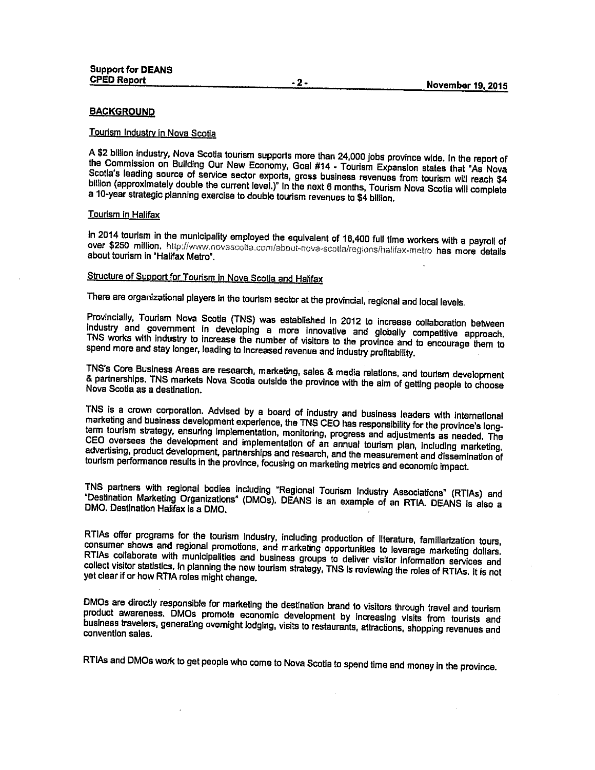## BACKGROUND

### Tourism Industry in Nova Scotia

A $2 billion industry, Nova Scotia tourism supports more than 24,000 jobs province wide. In the report of the Commission on Building Our New Economy, Goal #14 - Tourism Expansion states that "As Nova Scotia's leading source of service sector exports, gross business revenues from tourism will reach $4 billion (approximately double the current level.)" In the next 6 months, Tourism Nova Scotia will complete a 10-year strategic planning exercise to double tourism revenues to $4 billion.

### Tourism in Halifax

In 2014 tourism in the municipality employed the equivalent of 16,400 full time workers with a payroll of over $250 million. http://www.novascotia.com/about-nova-scotia/regions/halifax-metro has more details about tourism in "Halifax Metro".

### Structure of Support for Tourism in Nova Scotia and Halifax

There are organizational players in the tourism sector at the provincial, regional and local levels.

Provincially, Tourism Nova Scotia (TNS) was established in 2012 to increase collaboration between industry and government in developing a more innovative and globally competitive approach. TNS works with industry to increase the number of visitors to the province and to encourage them to spend more and stay longer, leading to increased revenue and industry profitability.

TNS's Core Business Areas are research, marketing, sales & media relations, and tourism development & partnerships. TNS markets Nova Scotia outside the province with the aim of getting people to choose Nova Scotia as a destination.

TNS is a crown corporation. Advised by a board of industry and business leaders with international marketing and business development experience, the TNS CEO has responsibility for the province's long-term tourism strategy, ensuring implementation, monitoring, progress and adjustments as needed. The CEO oversees the development and implementation of an annual tourism plan, including marketing, advertising, product development, partnerships and research, and the measurement and dissemination of tourism performance results in the province, focusing on marketing metrics and economic impact.

TNS partners with regional bodies including "Regional Tourism Industry Associations" (RTIAs) and "Destination Marketing Organizations" (DMOs). DEANS is an example of an RTIA. DEANS is also a DMO. Destination Halifax is a DMO.

RTIAs offer programs for the tourism industry, including production of literature, familiarization tours, consumer shows and regional promotions, and marketing opportunities to leverage marketing dollars. RTIAs collaborate with municipalities and business groups to deliver visitor information services and collect visitor statistics. In planning the new tourism strategy, TNS is reviewing the roles of RTIAs. It is not yet clear if or how RTIA roles might change.

DMOs are directly responsible for marketing the destination brand to visitors through travel and tourism product awareness. DMOs promote economic development by increasing visits from tourists and business travelers, generating overnight lodging, visits to restaurants, attractions, shopping revenues and convention sales.

RTIAs and DMOs work to get people who come to Nova Scotia to spend time and money in the province.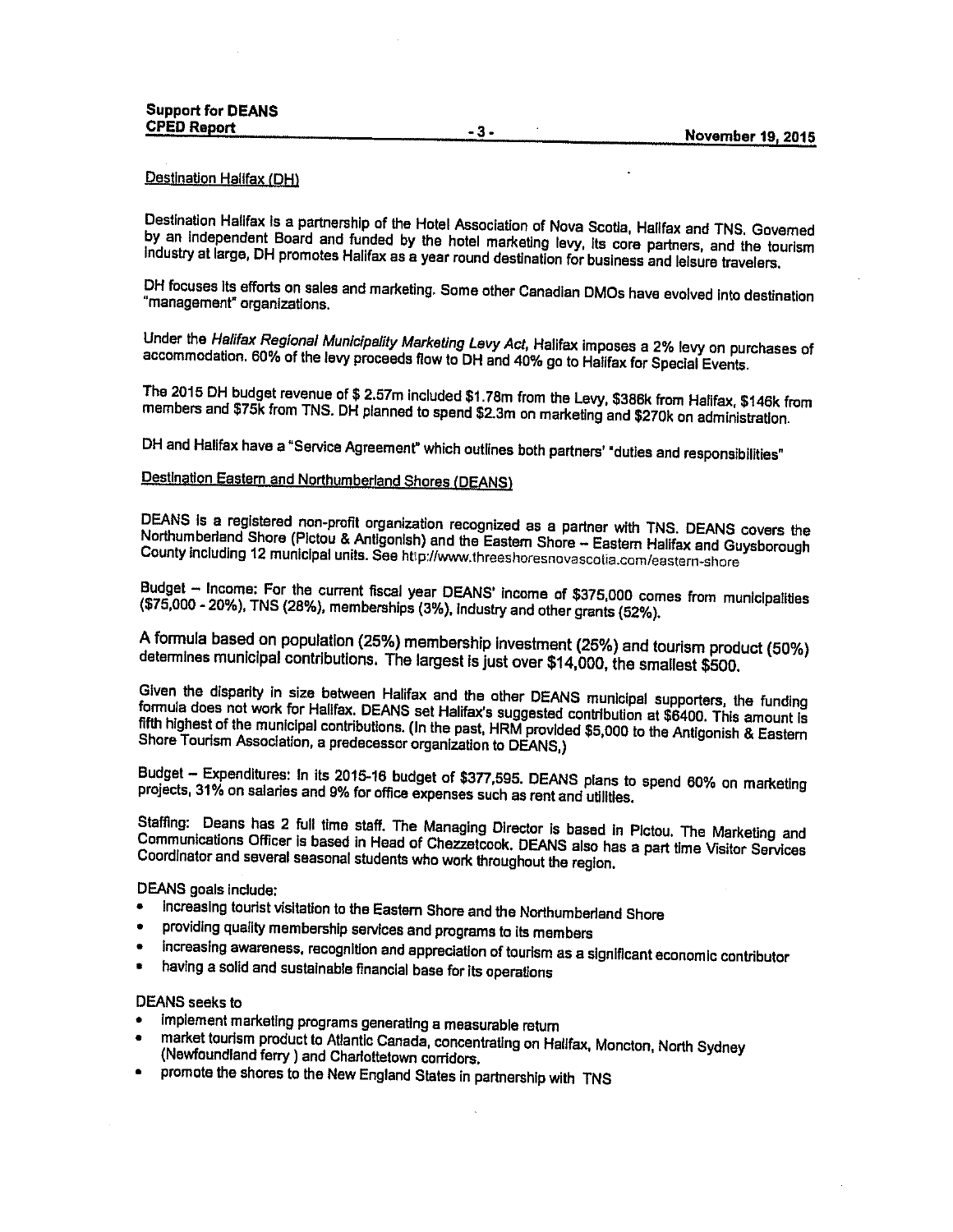Destination Halifax (DH)

Destination Halifax is a partnership of the Hotel Association of Nova Scotia, Halifax and TNS. Governed by an independent Board and funded by the hotel marketing levy, its core partners, and the tourism industry at large, DH promotes Halifax as a year round destination for business and leisure travelers.

DH focuses its efforts on sales and marketing. Some other Canadian DMOs have evolved into destination "management" organizations.

Under the *Halifax Regional Municipality Marketing Levy Act*, Halifax imposes a 2% levy on purchases of accommodation. 60% of the levy proceeds flow to DH and 40% go to Halifax for Special Events.

The 2015 DH budget revenue of $ 2.57m included $1.78m from the Levy, $386k from Halifax, $146k from members and $75k from TNS. DH planned to spend $2.3m on marketing and $270k on administration.

DH and Halifax have a "Service Agreement" which outlines both partners' "duties and responsibilities"

Destination Eastern and Northumberland Shores (DEANS)

DEANS is a registered non-profit organization recognized as a partner with TNS. DEANS covers the Northumberland Shore (Pictou & Antigonish) and the Eastern Shore – Eastern Halifax and Guysborough County including 12 municipal units. See http://www.threeshoresnovascotia.com/eastern-shore

Budget – Income: For the current fiscal year DEANS' income of $375,000 comes from municipalities ($75,000 - 20%), TNS (28%), memberships (3%), industry and other grants (52%).

A formula based on population (25%) membership investment (25%) and tourism product (50%) determines municipal contributions. The largest is just over $14,000, the smallest $500.

Given the disparity in size between Halifax and the other DEANS municipal supporters, the funding formula does not work for Halifax. DEANS set Halifax's suggested contribution at $6400. This amount is fifth highest of the municipal contributions. (In the past, HRM provided $5,000 to the Antigonish & Eastern Shore Tourism Association, a predecessor organization to DEANS.)

Budget – Expenditures: In its 2015-16 budget of $377,595. DEANS plans to spend 60% on marketing projects, 31% on salaries and 9% for office expenses such as rent and utilities.

Staffing: Deans has 2 full time staff. The Managing Director is based in Pictou. The Marketing and Communications Officer is based in Head of Chezzetcook. DEANS also has a part time Visitor Services Coordinator and several seasonal students who work throughout the region.

DEANS goals include:

- increasing tourist visitation to the Eastern Shore and the Northumberland Shore
- providing quality membership services and programs to its members
- increasing awareness, recognition and appreciation of tourism as a significant economic contributor
- having a solid and sustainable financial base for its operations

DEANS seeks to

- implement marketing programs generating a measurable return
- market tourism product to Atlantic Canada, concentrating on Halifax, Moncton, North Sydney (Newfoundland ferry ) and Charlottetown corridors.
- promote the shores to the New England States in partnership with TNS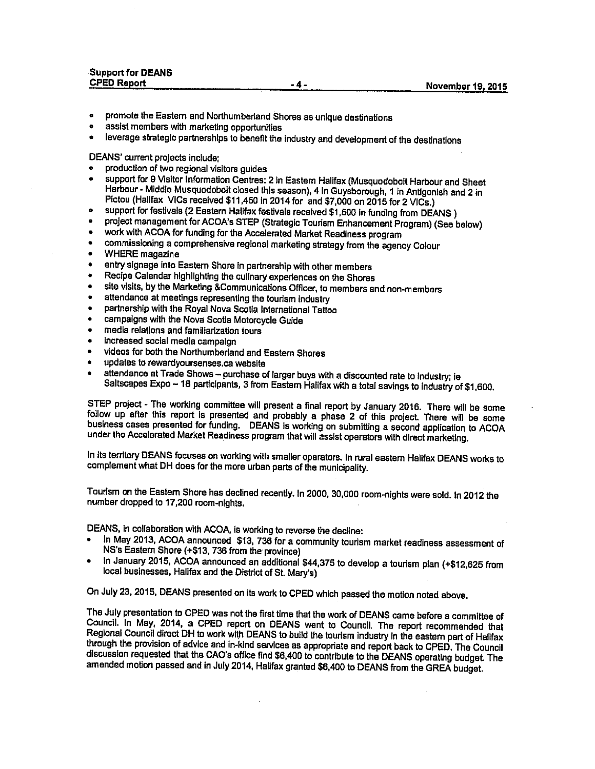- promote the Eastern and Northumberland Shores as unique destinations
- assist members with marketing opportunities
- leverage strategic partnerships to benefit the industry and development of the destinations

DEANS' current projects include;

- production of two regional visitors guides
- support for 9 Visitor Information Centres: 2 in Eastern Halifax (Musquodoboit Harbour and Sheet Harbour - Middle Musquodoboit closed this season), 4 in Guysborough, 1 in Antigonish and 2 in Pictou (Halifax VICs received $11,450 in 2014 for and $7,000 on 2015 for 2 VICs.)
- support for festivals (2 Eastern Halifax festivals received $1,500 in funding from DEANS )
- project management for ACOA's STEP (Strategic Tourism Enhancement Program) (See below)
- work with ACOA for funding for the Accelerated Market Readiness program
- commissioning a comprehensive regional marketing strategy from the agency Colour
- WHERE magazine
- entry signage into Eastern Shore in partnership with other members
- Recipe Calendar highlighting the culinary experiences on the Shores
- site visits, by the Marketing &Communications Officer, to members and non-members
- attendance at meetings representing the tourism industry
- partnership with the Royal Nova Scotia International Tattoo
- campaigns with the Nova Scotia Motorcycle Guide
- media relations and familiarization tours
- increased social media campaign
- videos for both the Northumberland and Eastern Shores
- updates to rewardyoursenses.ca website
- attendance at Trade Shows – purchase of larger buys with a discounted rate to industry; ie Saltscapes Expo – 18 participants, 3 from Eastern Halifax with a total savings to industry of $1,600.

STEP project - The working committee will present a final report by January 2016. There will be some follow up after this report is presented and probably a phase 2 of this project. There will be some business cases presented for funding. DEANS is working on submitting a second application to ACOA under the Accelerated Market Readiness program that will assist operators with direct marketing.

In its territory DEANS focuses on working with smaller operators. In rural eastern Halifax DEANS works to complement what DH does for the more urban parts of the municipality.

Tourism on the Eastern Shore has declined recently. In 2000, 30,000 room-nights were sold. In 2012 the number dropped to 17,200 room-nights.

DEANS, in collaboration with ACOA, is working to reverse the decline:

- In May 2013, ACOA announced $13, 736 for a community tourism market readiness assessment of NS's Eastern Shore (+$13, 736 from the province)
- In January 2015, ACOA announced an additional $44,375 to develop a tourism plan (+$12,625 from local businesses, Halifax and the District of St. Mary's)

On July 23, 2015, DEANS presented on its work to CPED which passed the motion noted above.

The July presentation to CPED was not the first time that the work of DEANS came before a committee of Council. In May, 2014, a CPED report on DEANS went to Council. The report recommended that Regional Council direct DH to work with DEANS to build the tourism industry in the eastern part of Halifax through the provision of advice and in-kind services as appropriate and report back to CPED. The Council discussion requested that the CAO's office find $6,400 to contribute to the DEANS operating budget. The amended motion passed and in July 2014, Halifax granted $6,400 to DEANS from the GREA budget.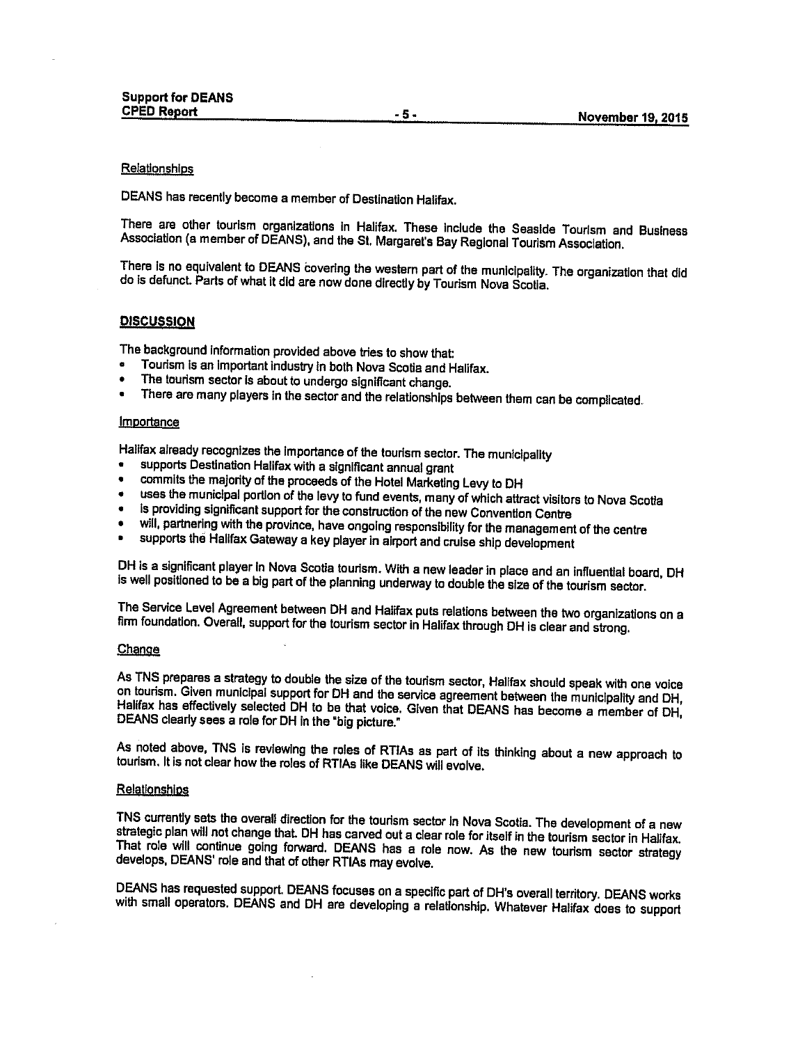Relationships

DEANS has recently become a member of Destination Halifax.

There are other tourism organizations in Halifax. These include the Seaside Tourism and Business Association (a member of DEANS), and the St. Margaret's Bay Regional Tourism Association.

There is no equivalent to DEANS covering the western part of the municipality. The organization that did do is defunct. Parts of what it did are now done directly by Tourism Nova Scotia.

## DISCUSSION

The background information provided above tries to show that:

- Tourism is an important industry in both Nova Scotia and Halifax.
- The tourism sector is about to undergo significant change.
- There are many players in the sector and the relationships between them can be complicated.

### Importance

Halifax already recognizes the importance of the tourism sector. The municipality

- supports Destination Halifax with a significant annual grant
- commits the majority of the proceeds of the Hotel Marketing Levy to DH
- uses the municipal portion of the levy to fund events, many of which attract visitors to Nova Scotia
- is providing significant support for the construction of the new Convention Centre
- will, partnering with the province, have ongoing responsibility for the management of the centre
- supports the Halifax Gateway a key player in airport and cruise ship development

DH is a significant player in Nova Scotia tourism. With a new leader in place and an influential board, DH is well positioned to be a big part of the planning underway to double the size of the tourism sector.

The Service Level Agreement between DH and Halifax puts relations between the two organizations on a firm foundation. Overall, support for the tourism sector in Halifax through DH is clear and strong.

### Change

As TNS prepares a strategy to double the size of the tourism sector, Halifax should speak with one voice on tourism. Given municipal support for DH and the service agreement between the municipality and DH, Halifax has effectively selected DH to be that voice. Given that DEANS has become a member of DH, DEANS clearly sees a role for DH in the "big picture."

As noted above, TNS is reviewing the roles of RTIAs as part of its thinking about a new approach to tourism. It is not clear how the roles of RTIAs like DEANS will evolve.

### Relationships

TNS currently sets the overall direction for the tourism sector in Nova Scotia. The development of a new strategic plan will not change that. DH has carved out a clear role for itself in the tourism sector in Halifax. That role will continue going forward. DEANS has a role now. As the new tourism sector strategy develops, DEANS' role and that of other RTIAs may evolve.

DEANS has requested support. DEANS focuses on a specific part of DH's overall territory. DEANS works with small operators. DEANS and DH are developing a relationship. Whatever Halifax does to support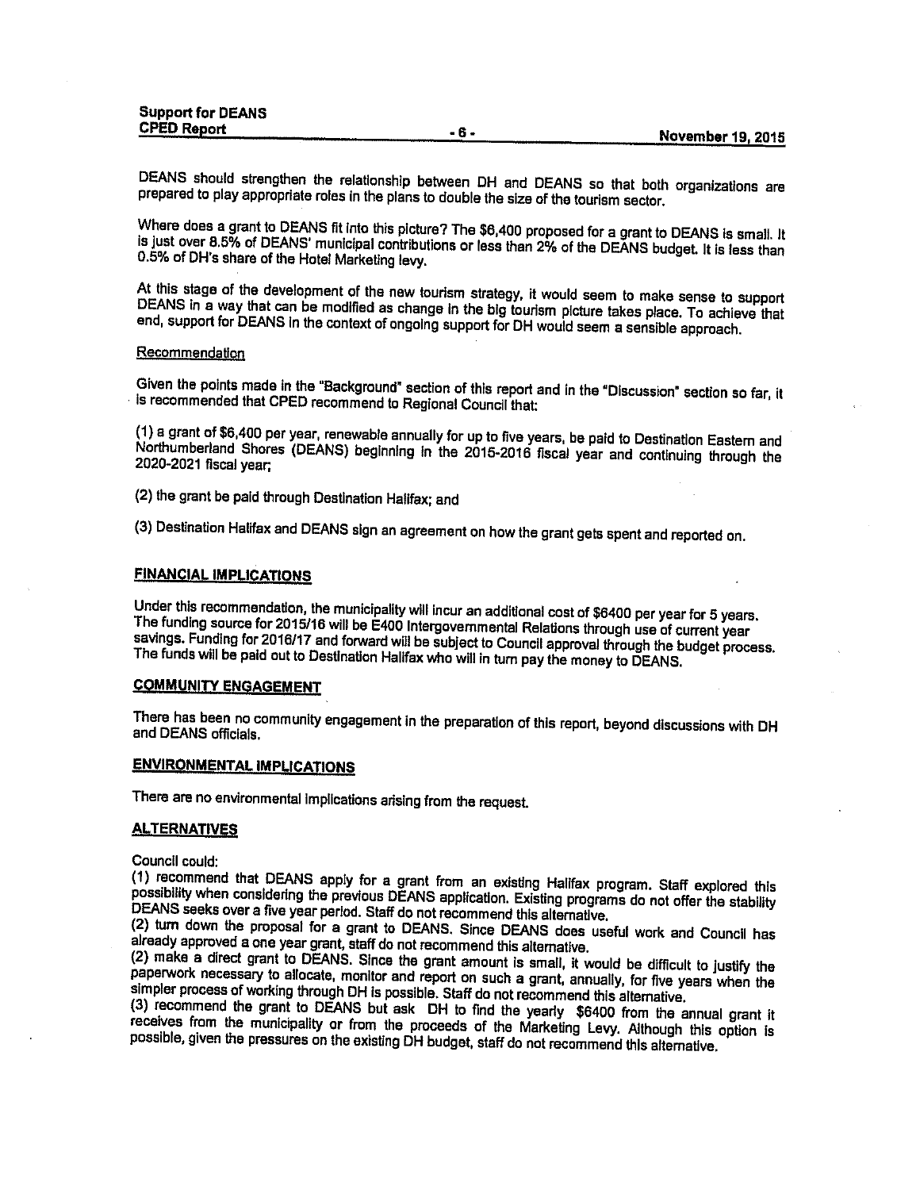DEANS should strengthen the relationship between DH and DEANS so that both organizations are prepared to play appropriate roles in the plans to double the size of the tourism sector.

Where does a grant to DEANS fit into this picture? The $6,400 proposed for a grant to DEANS is small. It is just over 8.5% of DEANS' municipal contributions or less than 2% of the DEANS budget. It is less than 0.5% of DH's share of the Hotel Marketing levy.

At this stage of the development of the new tourism strategy, it would seem to make sense to support DEANS in a way that can be modified as change in the big tourism picture takes place. To achieve that end, support for DEANS in the context of ongoing support for DH would seem a sensible approach.

Recommendation

Given the points made in the "Background" section of this report and in the "Discussion" section so far, it is recommended that CPED recommend to Regional Council that:

(1) a grant of $6,400 per year, renewable annually for up to five years, be paid to Destination Eastern and Northumberland Shores (DEANS) beginning in the 2015-2016 fiscal year and continuing through the 2020-2021 fiscal year;

(2) the grant be paid through Destination Halifax; and

(3) Destination Halifax and DEANS sign an agreement on how the grant gets spent and reported on.

## FINANCIAL IMPLICATIONS

Under this recommendation, the municipality will incur an additional cost of $6400 per year for 5 years. The funding source for 2015/16 will be E400 Intergovernmental Relations through use of current year savings. Funding for 2016/17 and forward will be subject to Council approval through the budget process. The funds will be paid out to Destination Halifax who will in turn pay the money to DEANS.

## COMMUNITY ENGAGEMENT

There has been no community engagement in the preparation of this report, beyond discussions with DH and DEANS officials.

## ENVIRONMENTAL IMPLICATIONS

There are no environmental implications arising from the request.

## ALTERNATIVES

Council could:

(1) recommend that DEANS apply for a grant from an existing Halifax program. Staff explored this possibility when considering the previous DEANS application. Existing programs do not offer the stability DEANS seeks over a five year period. Staff do not recommend this alternative.

(2) turn down the proposal for a grant to DEANS. Since DEANS does useful work and Council has already approved a one year grant, staff do not recommend this alternative.

(2) make a direct grant to DEANS. Since the grant amount is small, it would be difficult to justify the paperwork necessary to allocate, monitor and report on such a grant, annually, for five years when the simpler process of working through DH is possible. Staff do not recommend this alternative.

(3) recommend the grant to DEANS but ask DH to find the yearly $6400 from the annual grant it receives from the municipality or from the proceeds of the Marketing Levy. Although this option is possible, given the pressures on the existing DH budget, staff do not recommend this alternative.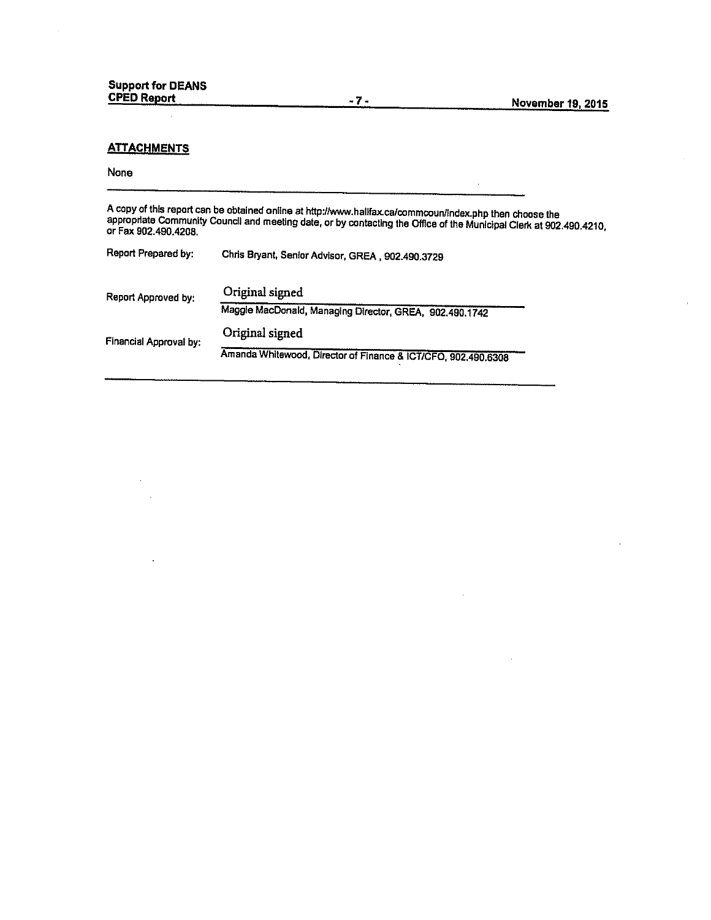## ATTACHMENTS

None

A copy of this report can be obtained online at http://www.halifax.ca/commcoun/index.php then choose the appropriate Community Council and meeting date, or by contacting the Office of the Municipal Clerk at 902.490.4210, or Fax 902.490.4208.

Report Prepared by: Chris Bryant, Senior Advisor, GREA, 902.490.3729

Report Approved by: Original signed

Maggie MacDonald, Managing Director, GREA, 902.490.1742

Financial Approval by: Original signed

Amanda Whitewood, Director of Finance & ICT/CFO, 902.490.6308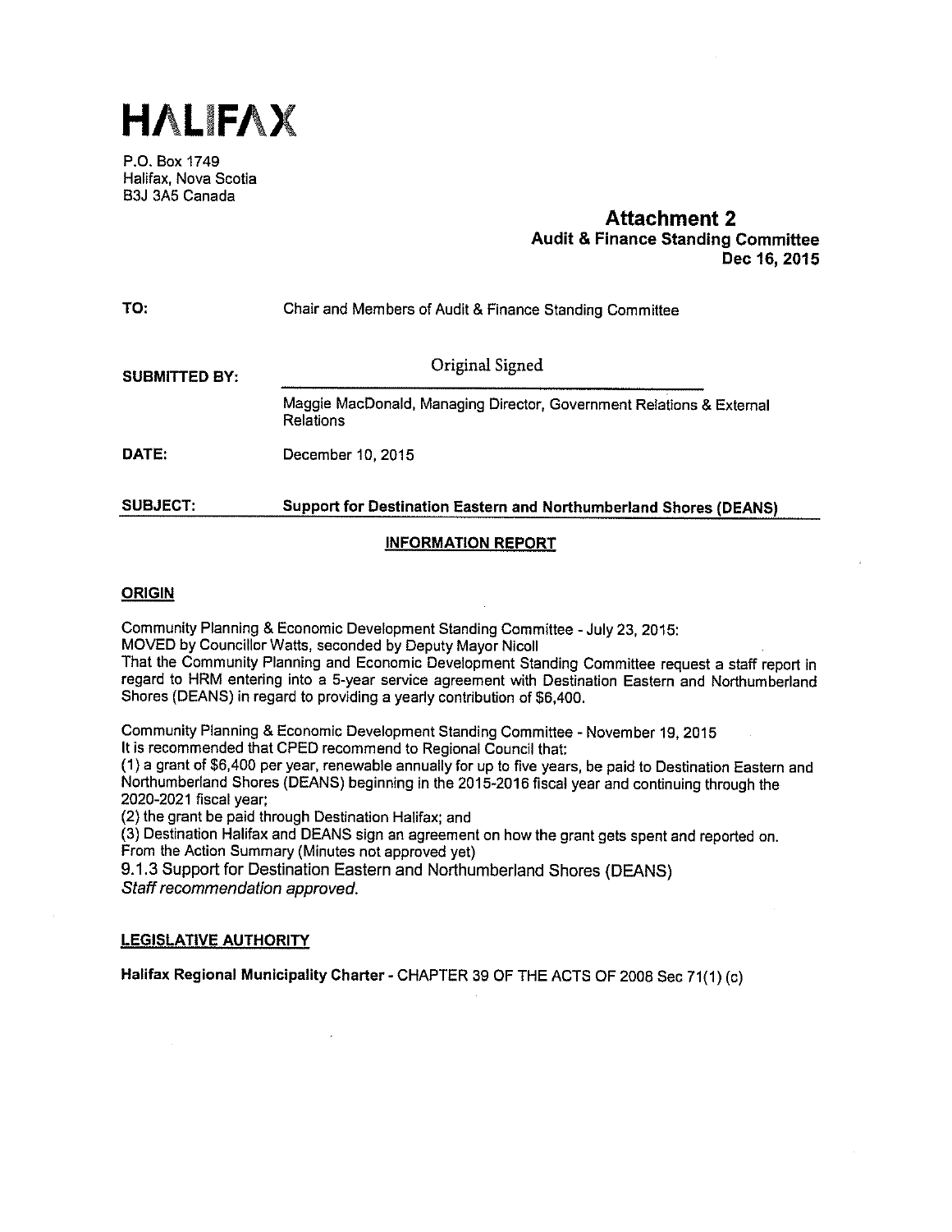# HALIFAX

P.O. Box 1749
Halifax, Nova Scotia
B3J 3A5 Canada

**Attachment 2**
**Audit & Finance Standing Committee**
**Dec 16, 2015**

**TO:** Chair and Members of Audit & Finance Standing Committee

**SUBMITTED BY:** Original Signed

Maggie MacDonald, Managing Director, Government Relations & External Relations

**DATE:** December 10, 2015

**SUBJECT:** **Support for Destination Eastern and Northumberland Shores (DEANS)**

## INFORMATION REPORT

### ORIGIN

Community Planning & Economic Development Standing Committee - July 23, 2015:
MOVED by Councillor Watts, seconded by Deputy Mayor Nicoll
That the Community Planning and Economic Development Standing Committee request a staff report in regard to HRM entering into a 5-year service agreement with Destination Eastern and Northumberland Shores (DEANS) in regard to providing a yearly contribution of $6,400.

Community Planning & Economic Development Standing Committee - November 19, 2015
It is recommended that CPED recommend to Regional Council that:
(1) a grant of $6,400 per year, renewable annually for up to five years, be paid to Destination Eastern and Northumberland Shores (DEANS) beginning in the 2015-2016 fiscal year and continuing through the 2020-2021 fiscal year;
(2) the grant be paid through Destination Halifax; and
(3) Destination Halifax and DEANS sign an agreement on how the grant gets spent and reported on.
From the Action Summary (Minutes not approved yet)
9.1.3 Support for Destination Eastern and Northumberland Shores (DEANS)
*Staff recommendation approved.*

### LEGISLATIVE AUTHORITY

**Halifax Regional Municipality Charter** - CHAPTER 39 OF THE ACTS OF 2008 Sec 71(1) (c)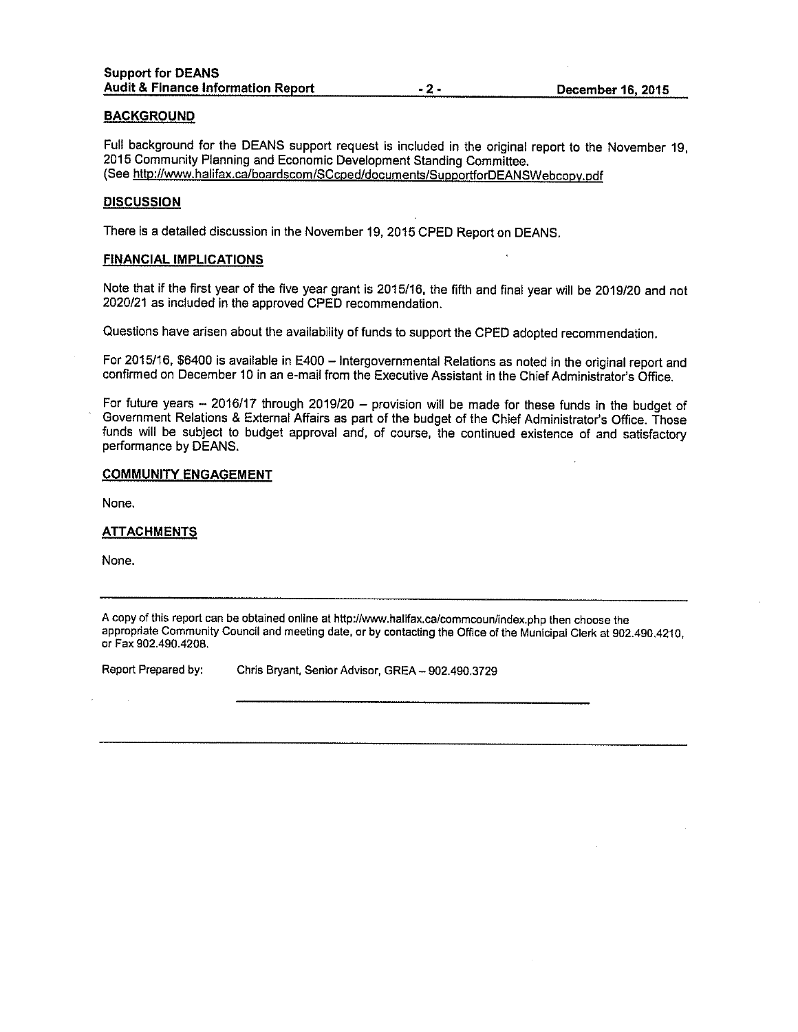## BACKGROUND

Full background for the DEANS support request is included in the original report to the November 19, 2015 Community Planning and Economic Development Standing Committee.
(See http://www.halifax.ca/boardscom/SCcped/documents/SupportforDEANSWebcopy.pdf

## DISCUSSION

There is a detailed discussion in the November 19, 2015 CPED Report on DEANS.

## FINANCIAL IMPLICATIONS

Note that if the first year of the five year grant is 2015/16, the fifth and final year will be 2019/20 and not 2020/21 as included in the approved CPED recommendation.

Questions have arisen about the availability of funds to support the CPED adopted recommendation.

For 2015/16, $6400 is available in E400 – Intergovernmental Relations as noted in the original report and confirmed on December 10 in an e-mail from the Executive Assistant in the Chief Administrator's Office.

For future years – 2016/17 through 2019/20 – provision will be made for these funds in the budget of Government Relations & External Affairs as part of the budget of the Chief Administrator's Office. Those funds will be subject to budget approval and, of course, the continued existence of and satisfactory performance by DEANS.

## COMMUNITY ENGAGEMENT

None.

## ATTACHMENTS

None.

---

A copy of this report can be obtained online at http://www.halifax.ca/commcoun/index.php then choose the appropriate Community Council and meeting date, or by contacting the Office of the Municipal Clerk at 902.490.4210, or Fax 902.490.4208.

Report Prepared by: Chris Bryant, Senior Advisor, GREA – 902.490.3729